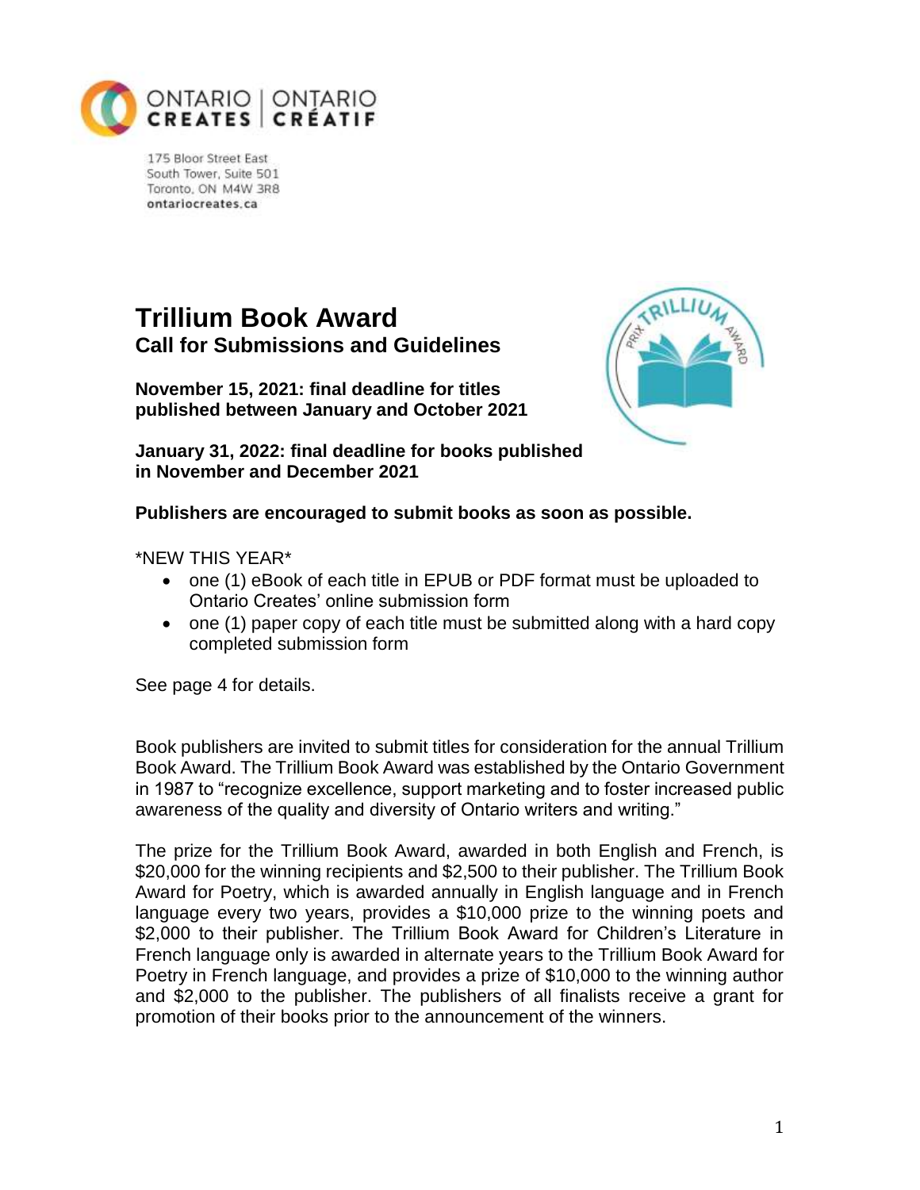ONTARIO CREATES | ONTARIO CRÉATIF

175 Bloor Street East
South Tower, Suite 501
Toronto, ON M4W 3R8
ontariocreates.ca

# Trillium Book Award

## Call for Submissions and Guidelines

**November 15, 2021: final deadline for titles published between January and October 2021**

**January 31, 2022: final deadline for books published in November and December 2021**

**Publishers are encouraged to submit books as soon as possible.**

*NEW THIS YEAR*

- one (1) eBook of each title in EPUB or PDF format must be uploaded to Ontario Creates' online submission form
- one (1) paper copy of each title must be submitted along with a hard copy completed submission form

See page 4 for details.

Book publishers are invited to submit titles for consideration for the annual Trillium Book Award. The Trillium Book Award was established by the Ontario Government in 1987 to "recognize excellence, support marketing and to foster increased public awareness of the quality and diversity of Ontario writers and writing."

The prize for the Trillium Book Award, awarded in both English and French, is $20,000 for the winning recipients and $2,500 to their publisher. The Trillium Book Award for Poetry, which is awarded annually in English language and in French language every two years, provides a $10,000 prize to the winning poets and $2,000 to their publisher. The Trillium Book Award for Children's Literature in French language only is awarded in alternate years to the Trillium Book Award for Poetry in French language, and provides a prize of $10,000 to the winning author and $2,000 to the publisher. The publishers of all finalists receive a grant for promotion of their books prior to the announcement of the winners.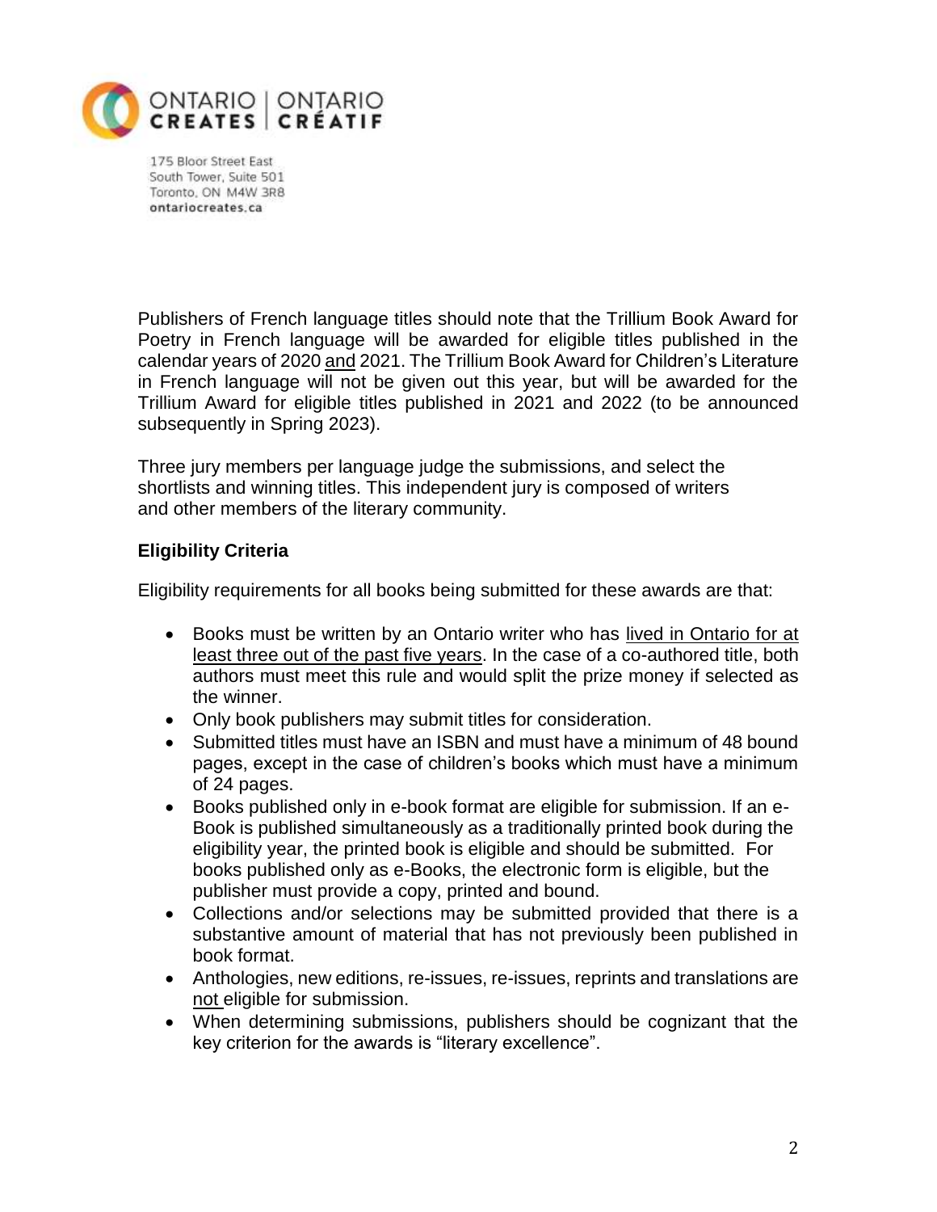ONTARIO | ONTARIO
CREATES | CRÉATIF

175 Bloor Street East
South Tower, Suite 501
Toronto, ON M4W 3R8
ontariocreates.ca

Publishers of French language titles should note that the Trillium Book Award for Poetry in French language will be awarded for eligible titles published in the calendar years of 2020 and 2021. The Trillium Book Award for Children's Literature in French language will not be given out this year, but will be awarded for the Trillium Award for eligible titles published in 2021 and 2022 (to be announced subsequently in Spring 2023).

Three jury members per language judge the submissions, and select the shortlists and winning titles. This independent jury is composed of writers and other members of the literary community.

**Eligibility Criteria**

Eligibility requirements for all books being submitted for these awards are that:

- Books must be written by an Ontario writer who has lived in Ontario for at least three out of the past five years. In the case of a co-authored title, both authors must meet this rule and would split the prize money if selected as the winner.
- Only book publishers may submit titles for consideration.
- Submitted titles must have an ISBN and must have a minimum of 48 bound pages, except in the case of children's books which must have a minimum of 24 pages.
- Books published only in e-book format are eligible for submission. If an e-Book is published simultaneously as a traditionally printed book during the eligibility year, the printed book is eligible and should be submitted. For books published only as e-Books, the electronic form is eligible, but the publisher must provide a copy, printed and bound.
- Collections and/or selections may be submitted provided that there is a substantive amount of material that has not previously been published in book format.
- Anthologies, new editions, re-issues, re-issues, reprints and translations are not eligible for submission.
- When determining submissions, publishers should be cognizant that the key criterion for the awards is "literary excellence".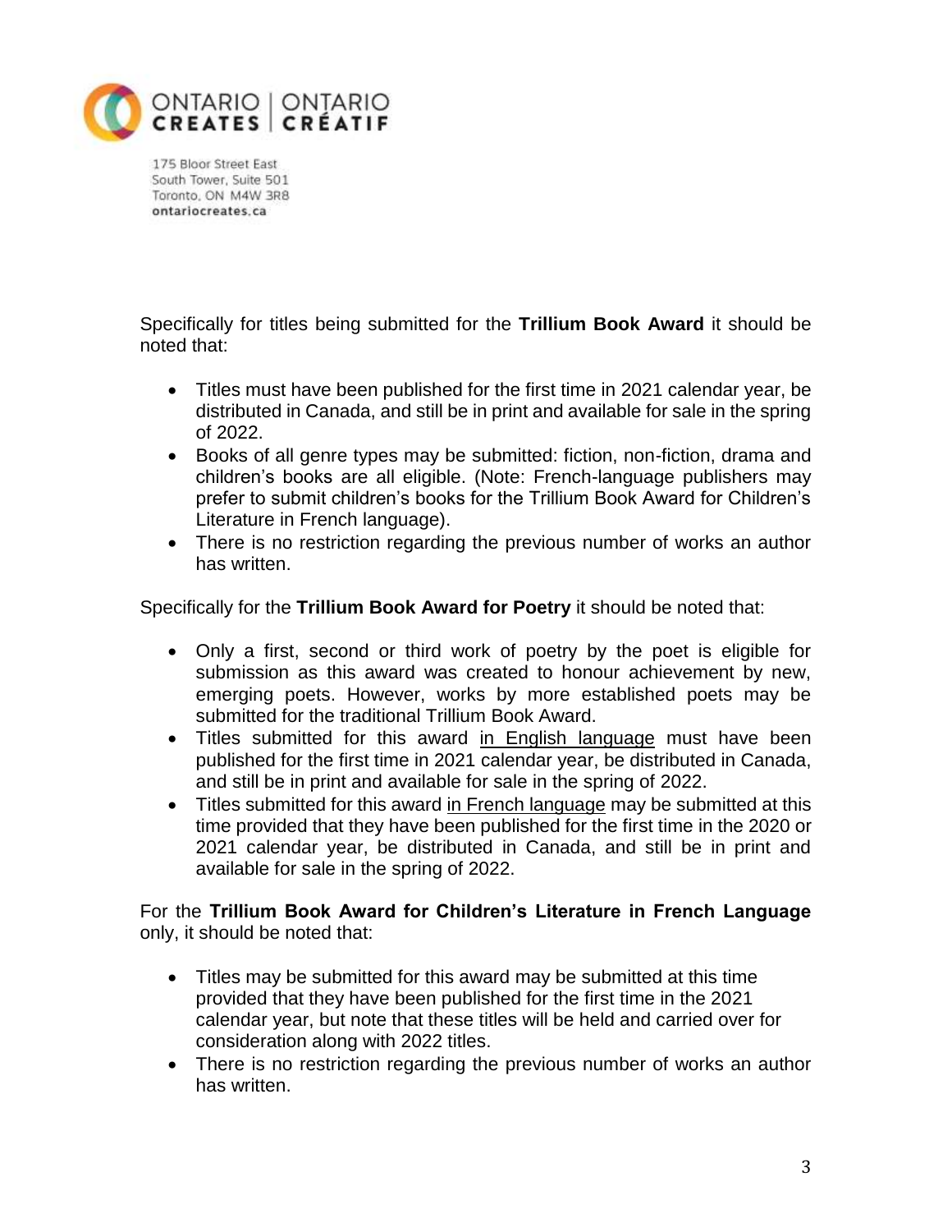ONTARIO CREATES | ONTARIO CRÉATIF

175 Bloor Street East
South Tower, Suite 501
Toronto, ON M4W 3R8
ontariocreates.ca

Specifically for titles being submitted for the **Trillium Book Award** it should be noted that:

- Titles must have been published for the first time in 2021 calendar year, be distributed in Canada, and still be in print and available for sale in the spring of 2022.
- Books of all genre types may be submitted: fiction, non-fiction, drama and children's books are all eligible. (Note: French-language publishers may prefer to submit children's books for the Trillium Book Award for Children's Literature in French language).
- There is no restriction regarding the previous number of works an author has written.

Specifically for the **Trillium Book Award for Poetry** it should be noted that:

- Only a first, second or third work of poetry by the poet is eligible for submission as this award was created to honour achievement by new, emerging poets. However, works by more established poets may be submitted for the traditional Trillium Book Award.
- Titles submitted for this award in English language must have been published for the first time in 2021 calendar year, be distributed in Canada, and still be in print and available for sale in the spring of 2022.
- Titles submitted for this award in French language may be submitted at this time provided that they have been published for the first time in the 2020 or 2021 calendar year, be distributed in Canada, and still be in print and available for sale in the spring of 2022.

For the **Trillium Book Award for Children's Literature in French Language** only, it should be noted that:

- Titles may be submitted for this award may be submitted at this time provided that they have been published for the first time in the 2021 calendar year, but note that these titles will be held and carried over for consideration along with 2022 titles.
- There is no restriction regarding the previous number of works an author has written.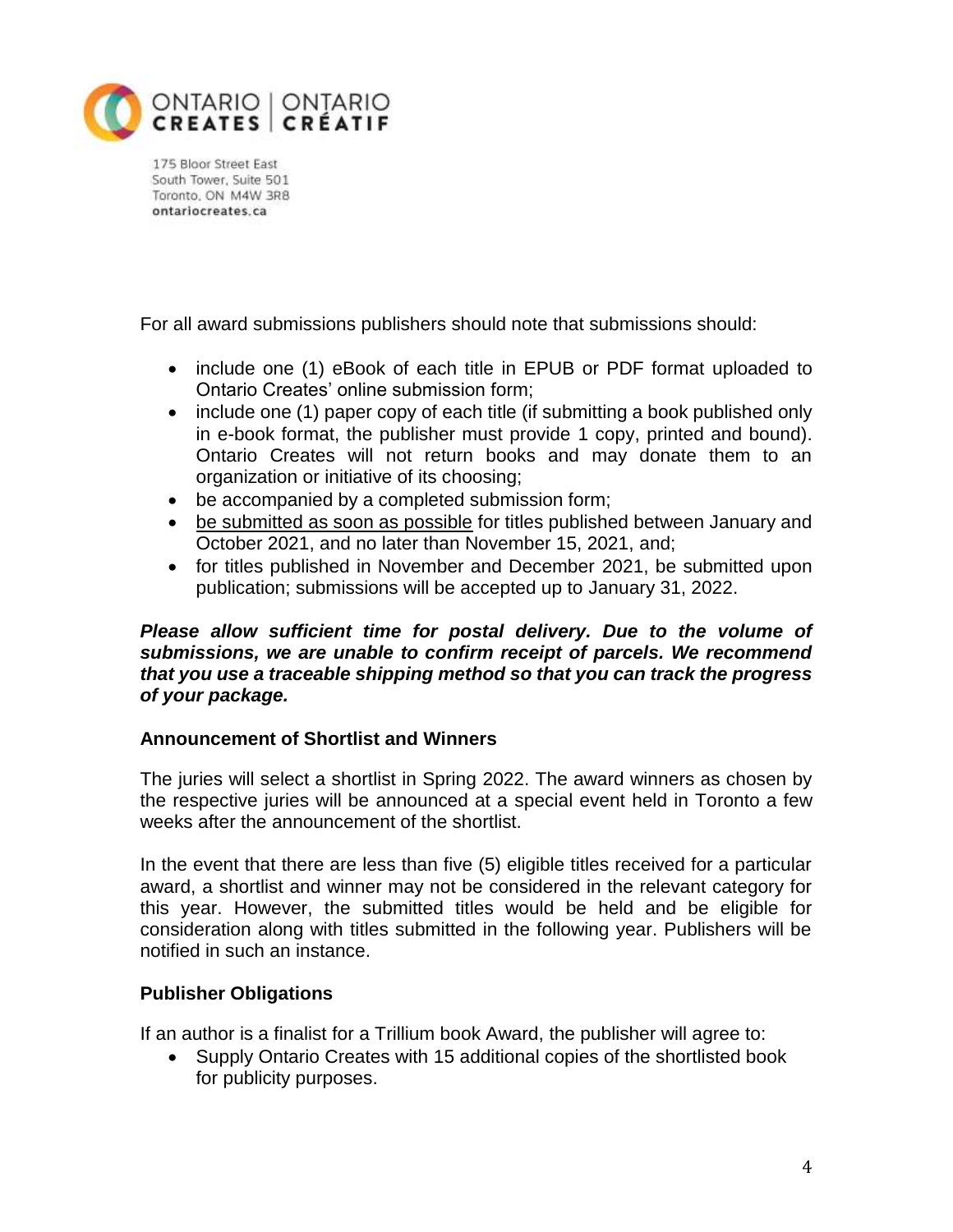For all award submissions publishers should note that submissions should:

- include one (1) eBook of each title in EPUB or PDF format uploaded to Ontario Creates' online submission form;
- include one (1) paper copy of each title (if submitting a book published only in e-book format, the publisher must provide 1 copy, printed and bound). Ontario Creates will not return books and may donate them to an organization or initiative of its choosing;
- be accompanied by a completed submission form;
- be submitted as soon as possible for titles published between January and October 2021, and no later than November 15, 2021, and;
- for titles published in November and December 2021, be submitted upon publication; submissions will be accepted up to January 31, 2022.

***Please allow sufficient time for postal delivery. Due to the volume of submissions, we are unable to confirm receipt of parcels. We recommend that you use a traceable shipping method so that you can track the progress of your package.***

**Announcement of Shortlist and Winners**

The juries will select a shortlist in Spring 2022. The award winners as chosen by the respective juries will be announced at a special event held in Toronto a few weeks after the announcement of the shortlist.

In the event that there are less than five (5) eligible titles received for a particular award, a shortlist and winner may not be considered in the relevant category for this year. However, the submitted titles would be held and be eligible for consideration along with titles submitted in the following year. Publishers will be notified in such an instance.

**Publisher Obligations**

If an author is a finalist for a Trillium book Award, the publisher will agree to:

- Supply Ontario Creates with 15 additional copies of the shortlisted book for publicity purposes.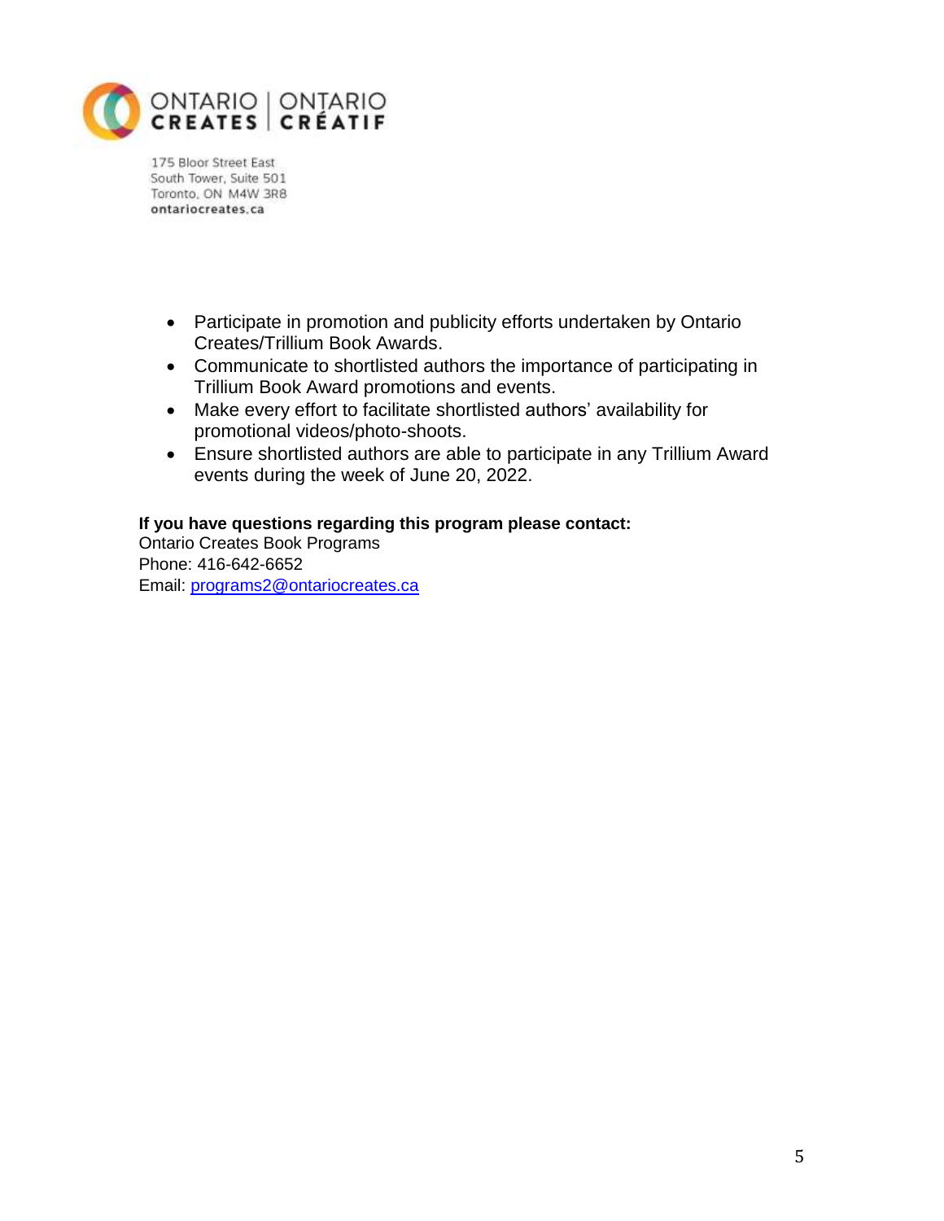ONTARIO CREATES | ONTARIO CRÉATIF

175 Bloor Street East
South Tower, Suite 501
Toronto, ON M4W 3R8
ontariocreates.ca

- Participate in promotion and publicity efforts undertaken by Ontario Creates/Trillium Book Awards.
- Communicate to shortlisted authors the importance of participating in Trillium Book Award promotions and events.
- Make every effort to facilitate shortlisted authors' availability for promotional videos/photo-shoots.
- Ensure shortlisted authors are able to participate in any Trillium Award events during the week of June 20, 2022.

**If you have questions regarding this program please contact:**
Ontario Creates Book Programs
Phone: 416-642-6652
Email: programs2@ontariocreates.ca